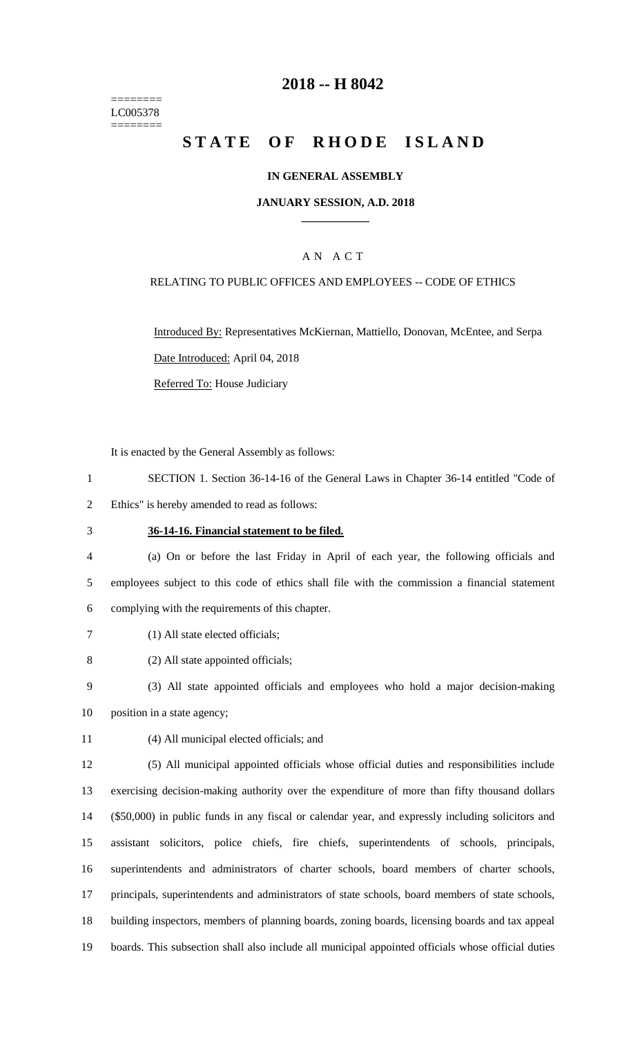========
LC005378
========

# 2018 -- H 8042

# STATE OF RHODE ISLAND

**IN GENERAL ASSEMBLY**

**JANUARY SESSION, A.D. 2018**

____________

A N A C T

RELATING TO PUBLIC OFFICES AND EMPLOYEES -- CODE OF ETHICS

Introduced By: Representatives McKiernan, Mattiello, Donovan, McEntee, and Serpa

Date Introduced: April 04, 2018

Referred To: House Judiciary

It is enacted by the General Assembly as follows:

1 SECTION 1. Section 36-14-16 of the General Laws in Chapter 36-14 entitled "Code of
2 Ethics" is hereby amended to read as follows:

3 **36-14-16. Financial statement to be filed.**

4 (a) On or before the last Friday in April of each year, the following officials and
5 employees subject to this code of ethics shall file with the commission a financial statement
6 complying with the requirements of this chapter.

7 (1) All state elected officials;

8 (2) All state appointed officials;

9 (3) All state appointed officials and employees who hold a major decision-making
10 position in a state agency;

11 (4) All municipal elected officials; and

12 (5) All municipal appointed officials whose official duties and responsibilities include
13 exercising decision-making authority over the expenditure of more than fifty thousand dollars
14 ($50,000) in public funds in any fiscal or calendar year, and expressly including solicitors and
15 assistant solicitors, police chiefs, fire chiefs, superintendents of schools, principals,
16 superintendents and administrators of charter schools, board members of charter schools,
17 principals, superintendents and administrators of state schools, board members of state schools,
18 building inspectors, members of planning boards, zoning boards, licensing boards and tax appeal
19 boards. This subsection shall also include all municipal appointed officials whose official duties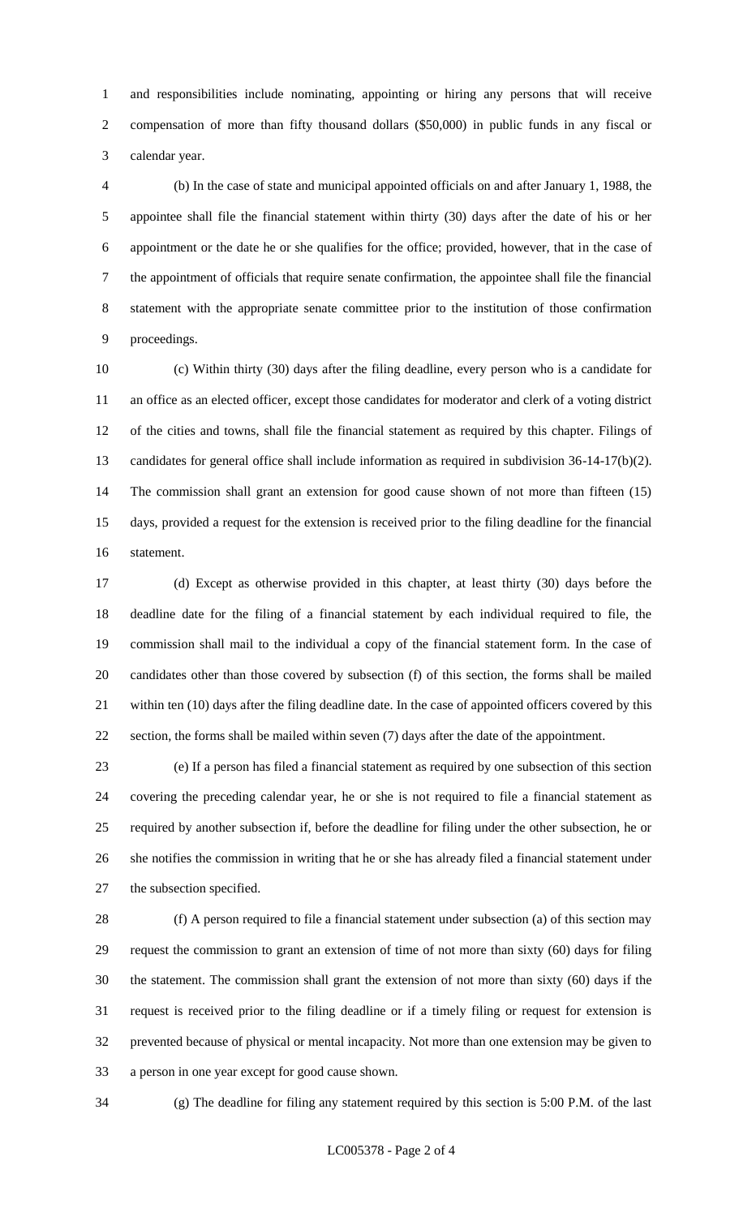and responsibilities include nominating, appointing or hiring any persons that will receive compensation of more than fifty thousand dollars ($50,000) in public funds in any fiscal or calendar year.

(b) In the case of state and municipal appointed officials on and after January 1, 1988, the appointee shall file the financial statement within thirty (30) days after the date of his or her appointment or the date he or she qualifies for the office; provided, however, that in the case of the appointment of officials that require senate confirmation, the appointee shall file the financial statement with the appropriate senate committee prior to the institution of those confirmation proceedings.

(c) Within thirty (30) days after the filing deadline, every person who is a candidate for an office as an elected officer, except those candidates for moderator and clerk of a voting district of the cities and towns, shall file the financial statement as required by this chapter. Filings of candidates for general office shall include information as required in subdivision 36-14-17(b)(2). The commission shall grant an extension for good cause shown of not more than fifteen (15) days, provided a request for the extension is received prior to the filing deadline for the financial statement.

(d) Except as otherwise provided in this chapter, at least thirty (30) days before the deadline date for the filing of a financial statement by each individual required to file, the commission shall mail to the individual a copy of the financial statement form. In the case of candidates other than those covered by subsection (f) of this section, the forms shall be mailed within ten (10) days after the filing deadline date. In the case of appointed officers covered by this section, the forms shall be mailed within seven (7) days after the date of the appointment.

(e) If a person has filed a financial statement as required by one subsection of this section covering the preceding calendar year, he or she is not required to file a financial statement as required by another subsection if, before the deadline for filing under the other subsection, he or she notifies the commission in writing that he or she has already filed a financial statement under the subsection specified.

(f) A person required to file a financial statement under subsection (a) of this section may request the commission to grant an extension of time of not more than sixty (60) days for filing the statement. The commission shall grant the extension of not more than sixty (60) days if the request is received prior to the filing deadline or if a timely filing or request for extension is prevented because of physical or mental incapacity. Not more than one extension may be given to a person in one year except for good cause shown.

(g) The deadline for filing any statement required by this section is 5:00 P.M. of the last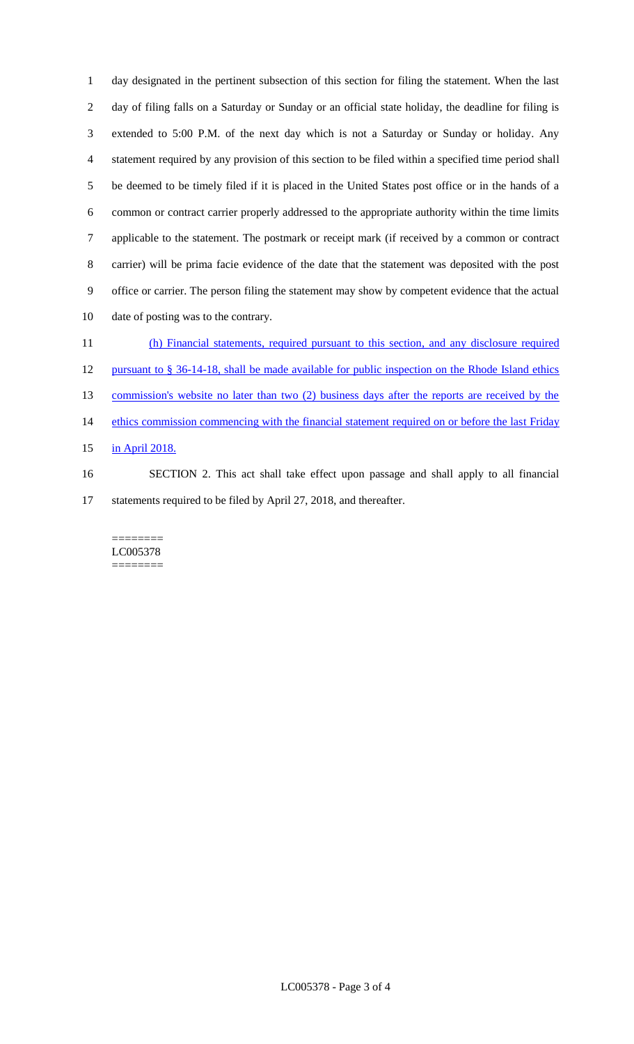day designated in the pertinent subsection of this section for filing the statement. When the last day of filing falls on a Saturday or Sunday or an official state holiday, the deadline for filing is extended to 5:00 P.M. of the next day which is not a Saturday or Sunday or holiday. Any statement required by any provision of this section to be filed within a specified time period shall be deemed to be timely filed if it is placed in the United States post office or in the hands of a common or contract carrier properly addressed to the appropriate authority within the time limits applicable to the statement. The postmark or receipt mark (if received by a common or contract carrier) will be prima facie evidence of the date that the statement was deposited with the post office or carrier. The person filing the statement may show by competent evidence that the actual date of posting was to the contrary.

(h) Financial statements, required pursuant to this section, and any disclosure required pursuant to § 36-14-18, shall be made available for public inspection on the Rhode Island ethics commission's website no later than two (2) business days after the reports are received by the ethics commission commencing with the financial statement required on or before the last Friday in April 2018.

SECTION 2. This act shall take effect upon passage and shall apply to all financial statements required to be filed by April 27, 2018, and thereafter.

========
LC005378
========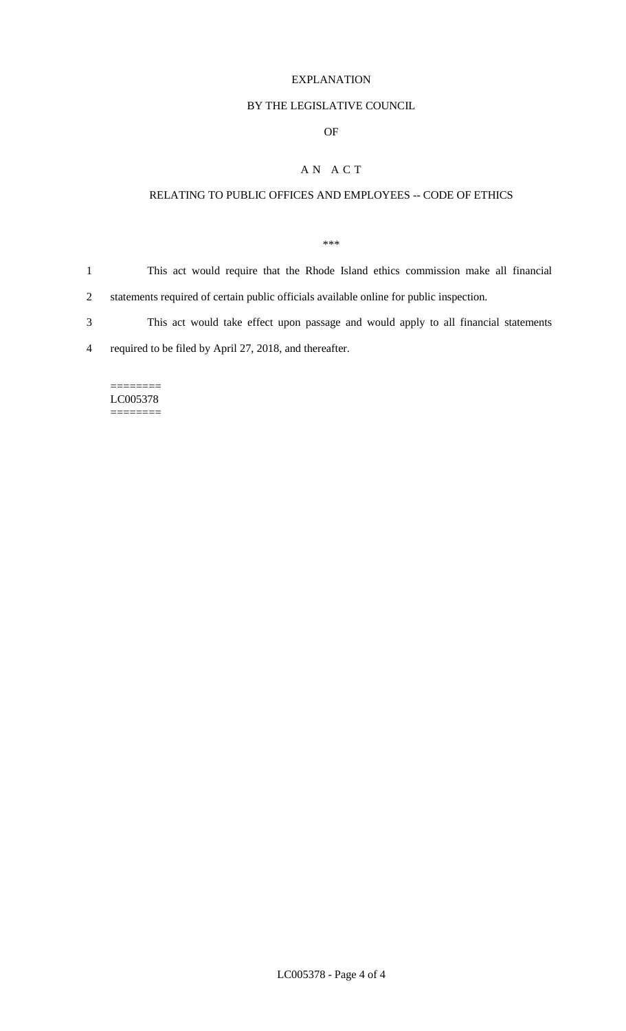EXPLANATION

BY THE LEGISLATIVE COUNCIL

OF

A N A C T

RELATING TO PUBLIC OFFICES AND EMPLOYEES -- CODE OF ETHICS

***

1 This act would require that the Rhode Island ethics commission make all financial
2 statements required of certain public officials available online for public inspection.
3 This act would take effect upon passage and would apply to all financial statements
4 required to be filed by April 27, 2018, and thereafter.

========
LC005378
========